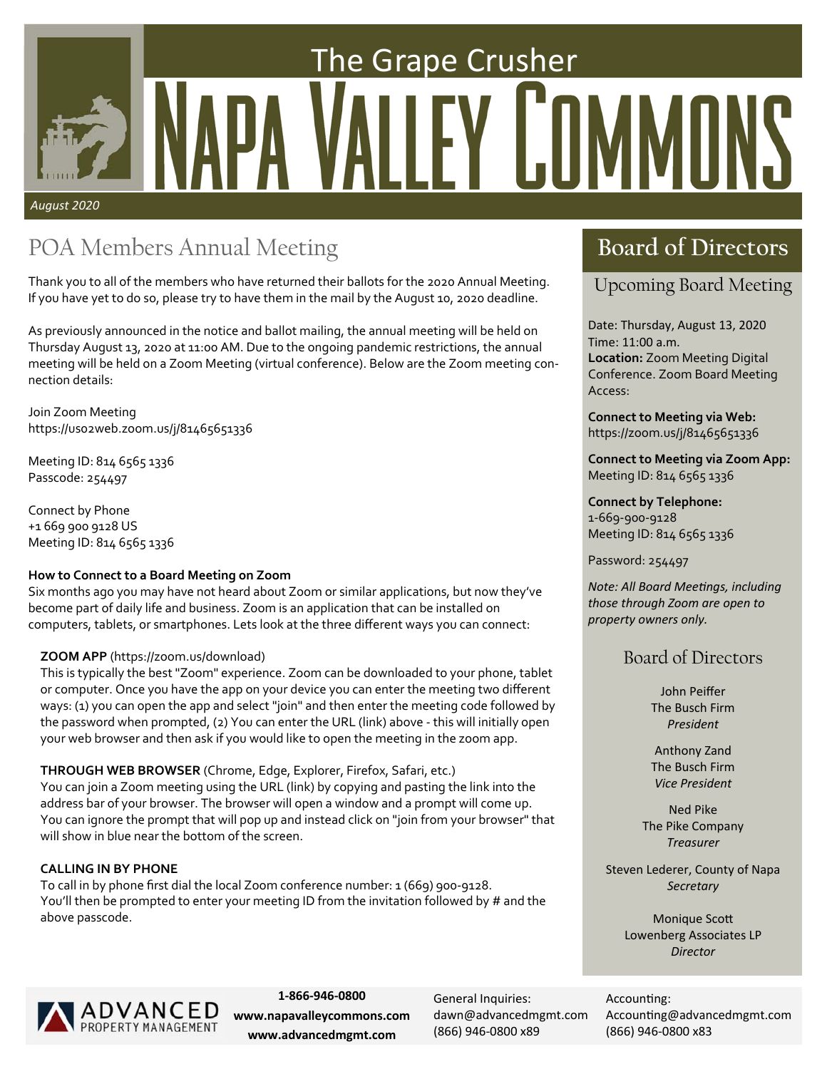# The Grape Crusher
# Napa Valley Commons

*August 2020*

## POA Members Annual Meeting

Thank you to all of the members who have returned their ballots for the 2020 Annual Meeting. If you have yet to do so, please try to have them in the mail by the August 10, 2020 deadline.

As previously announced in the notice and ballot mailing, the annual meeting will be held on Thursday August 13, 2020 at 11:00 AM. Due to the ongoing pandemic restrictions, the annual meeting will be held on a Zoom Meeting (virtual conference). Below are the Zoom meeting connection details:

Join Zoom Meeting
https://us02web.zoom.us/j/81465651336

Meeting ID: 814 6565 1336
Passcode: 254497

Connect by Phone
+1 669 900 9128 US
Meeting ID: 814 6565 1336

**How to Connect to a Board Meeting on Zoom**
Six months ago you may have not heard about Zoom or similar applications, but now they've become part of daily life and business. Zoom is an application that can be installed on computers, tablets, or smartphones. Lets look at the three different ways you can connect:

**ZOOM APP** (https://zoom.us/download)
This is typically the best "Zoom" experience. Zoom can be downloaded to your phone, tablet or computer. Once you have the app on your device you can enter the meeting two different ways: (1) you can open the app and select "join" and then enter the meeting code followed by the password when prompted, (2) You can enter the URL (link) above - this will initially open your web browser and then ask if you would like to open the meeting in the zoom app.

**THROUGH WEB BROWSER** (Chrome, Edge, Explorer, Firefox, Safari, etc.)
You can join a Zoom meeting using the URL (link) by copying and pasting the link into the address bar of your browser. The browser will open a window and a prompt will come up. You can ignore the prompt that will pop up and instead click on "join from your browser" that will show in blue near the bottom of the screen.

**CALLING IN BY PHONE**
To call in by phone first dial the local Zoom conference number: 1 (669) 900-9128. You'll then be prompted to enter your meeting ID from the invitation followed by # and the above passcode.

## Board of Directors

### Upcoming Board Meeting

Date: Thursday, August 13, 2020
Time: 11:00 a.m.
**Location:** Zoom Meeting Digital Conference. Zoom Board Meeting Access:

**Connect to Meeting via Web:**
https://zoom.us/j/81465651336

**Connect to Meeting via Zoom App:**
Meeting ID: 814 6565 1336

**Connect by Telephone:**
1-669-900-9128
Meeting ID: 814 6565 1336

Password: 254497

*Note: All Board Meetings, including those through Zoom are open to property owners only.*

### Board of Directors

John Peiffer
The Busch Firm
*President*

Anthony Zand
The Busch Firm
*Vice President*

Ned Pike
The Pike Company
*Treasurer*

Steven Lederer, County of Napa
*Secretary*

Monique Scott
Lowenberg Associates LP
*Director*

ADVANCED PROPERTY MANAGEMENT

**1-866-946-0800**
**www.napavalleycommons.com**
**www.advancedmgmt.com**

General Inquiries:
dawn@advancedmgmt.com
(866) 946-0800 x89

Accounting:
Accounting@advancedmgmt.com
(866) 946-0800 x83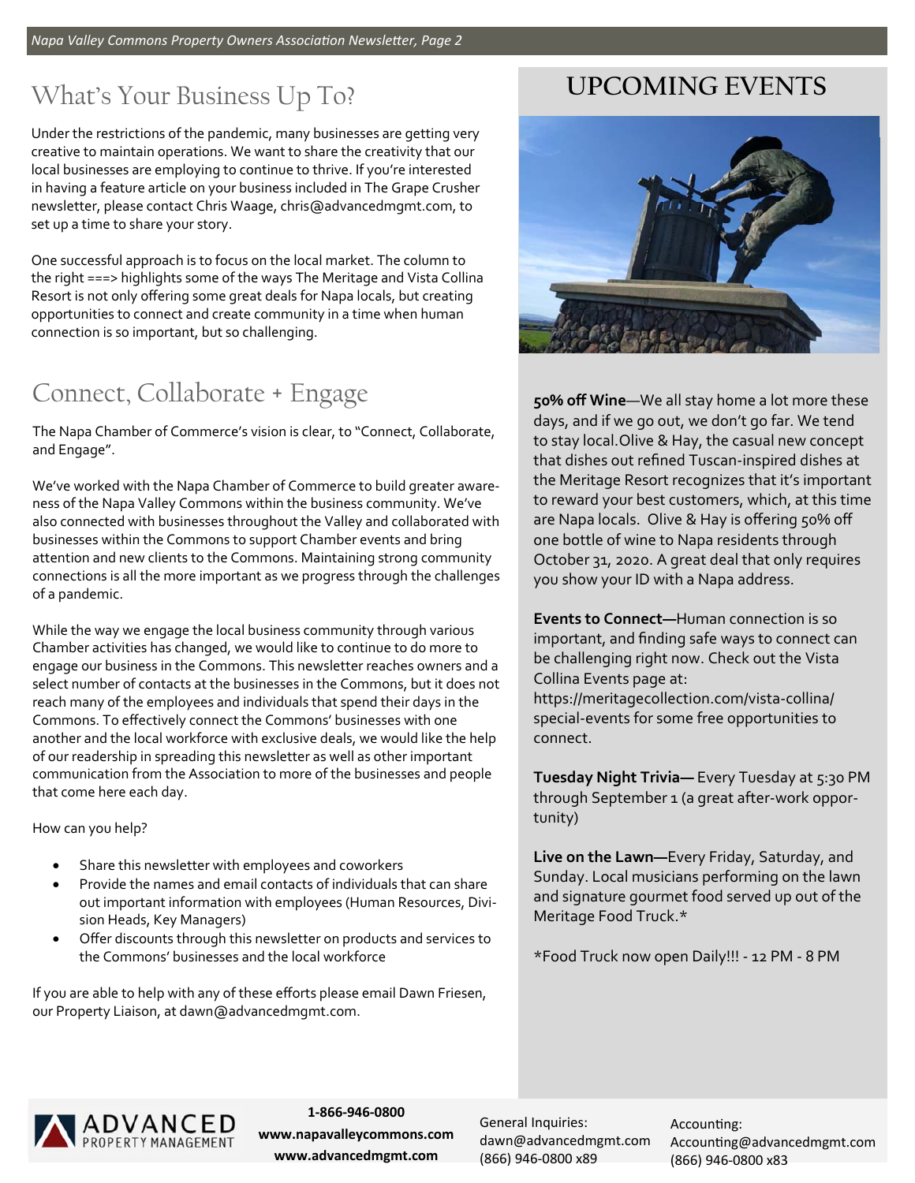## What's Your Business Up To?

Under the restrictions of the pandemic, many businesses are getting very creative to maintain operations. We want to share the creativity that our local businesses are employing to continue to thrive. If you're interested in having a feature article on your business included in The Grape Crusher newsletter, please contact Chris Waage, chris@advancedmgmt.com, to set up a time to share your story.

One successful approach is to focus on the local market. The column to the right ===> highlights some of the ways The Meritage and Vista Collina Resort is not only offering some great deals for Napa locals, but creating opportunities to connect and create community in a time when human connection is so important, but so challenging.

## Connect, Collaborate + Engage

The Napa Chamber of Commerce's vision is clear, to "Connect, Collaborate, and Engage".

We've worked with the Napa Chamber of Commerce to build greater awareness of the Napa Valley Commons within the business community. We've also connected with businesses throughout the Valley and collaborated with businesses within the Commons to support Chamber events and bring attention and new clients to the Commons. Maintaining strong community connections is all the more important as we progress through the challenges of a pandemic.

While the way we engage the local business community through various Chamber activities has changed, we would like to continue to do more to engage our business in the Commons. This newsletter reaches owners and a select number of contacts at the businesses in the Commons, but it does not reach many of the employees and individuals that spend their days in the Commons. To effectively connect the Commons' businesses with one another and the local workforce with exclusive deals, we would like the help of our readership in spreading this newsletter as well as other important communication from the Association to more of the businesses and people that come here each day.

How can you help?

- Share this newsletter with employees and coworkers
- Provide the names and email contacts of individuals that can share out important information with employees (Human Resources, Division Heads, Key Managers)
- Offer discounts through this newsletter on products and services to the Commons' businesses and the local workforce

If you are able to help with any of these efforts please email Dawn Friesen, our Property Liaison, at dawn@advancedmgmt.com.

## UPCOMING EVENTS

**50% off Wine**—We all stay home a lot more these days, and if we go out, we don't go far. We tend to stay local.Olive & Hay, the casual new concept that dishes out refined Tuscan-inspired dishes at the Meritage Resort recognizes that it's important to reward your best customers, which, at this time are Napa locals. Olive & Hay is offering 50% off one bottle of wine to Napa residents through October 31, 2020. A great deal that only requires you show your ID with a Napa address.

**Events to Connect—**Human connection is so important, and finding safe ways to connect can be challenging right now. Check out the Vista Collina Events page at: https://meritagecollection.com/vista-collina/special-events for some free opportunities to connect.

**Tuesday Night Trivia—** Every Tuesday at 5:30 PM through September 1 (a great after-work opportunity)

**Live on the Lawn—**Every Friday, Saturday, and Sunday. Local musicians performing on the lawn and signature gourmet food served up out of the Meritage Food Truck.*

*Food Truck now open Daily!!! - 12 PM - 8 PM

ADVANCED PROPERTY MANAGEMENT

**1-866-946-0800**
**www.napavalleycommons.com**
**www.advancedmgmt.com**

General Inquiries:
dawn@advancedmgmt.com
(866) 946-0800 x89

Accounting:
Accounting@advancedmgmt.com
(866) 946-0800 x83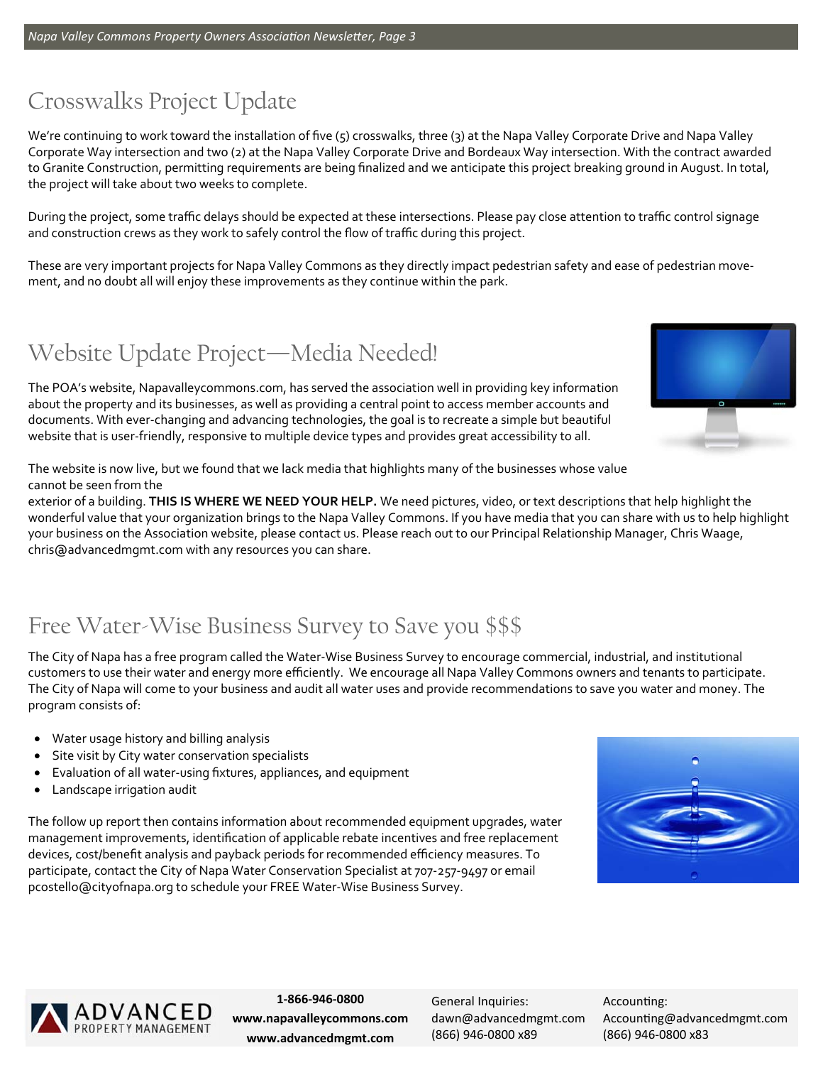## Crosswalks Project Update

We're continuing to work toward the installation of five (5) crosswalks, three (3) at the Napa Valley Corporate Drive and Napa Valley Corporate Way intersection and two (2) at the Napa Valley Corporate Drive and Bordeaux Way intersection. With the contract awarded to Granite Construction, permitting requirements are being finalized and we anticipate this project breaking ground in August. In total, the project will take about two weeks to complete.

During the project, some traffic delays should be expected at these intersections. Please pay close attention to traffic control signage and construction crews as they work to safely control the flow of traffic during this project.

These are very important projects for Napa Valley Commons as they directly impact pedestrian safety and ease of pedestrian movement, and no doubt all will enjoy these improvements as they continue within the park.

## Website Update Project—Media Needed!

The POA's website, Napavalleycommons.com, has served the association well in providing key information about the property and its businesses, as well as providing a central point to access member accounts and documents. With ever-changing and advancing technologies, the goal is to recreate a simple but beautiful website that is user-friendly, responsive to multiple device types and provides great accessibility to all.

The website is now live, but we found that we lack media that highlights many of the businesses whose value cannot be seen from the exterior of a building. **THIS IS WHERE WE NEED YOUR HELP.** We need pictures, video, or text descriptions that help highlight the wonderful value that your organization brings to the Napa Valley Commons. If you have media that you can share with us to help highlight your business on the Association website, please contact us. Please reach out to our Principal Relationship Manager, Chris Waage, chris@advancedmgmt.com with any resources you can share.

## Free Water-Wise Business Survey to Save you $$$

The City of Napa has a free program called the Water-Wise Business Survey to encourage commercial, industrial, and institutional customers to use their water and energy more efficiently. We encourage all Napa Valley Commons owners and tenants to participate. The City of Napa will come to your business and audit all water uses and provide recommendations to save you water and money. The program consists of:

- Water usage history and billing analysis
- Site visit by City water conservation specialists
- Evaluation of all water-using fixtures, appliances, and equipment
- Landscape irrigation audit

The follow up report then contains information about recommended equipment upgrades, water management improvements, identification of applicable rebate incentives and free replacement devices, cost/benefit analysis and payback periods for recommended efficiency measures. To participate, contact the City of Napa Water Conservation Specialist at 707-257-9497 or email pcostello@cityofnapa.org to schedule your FREE Water-Wise Business Survey.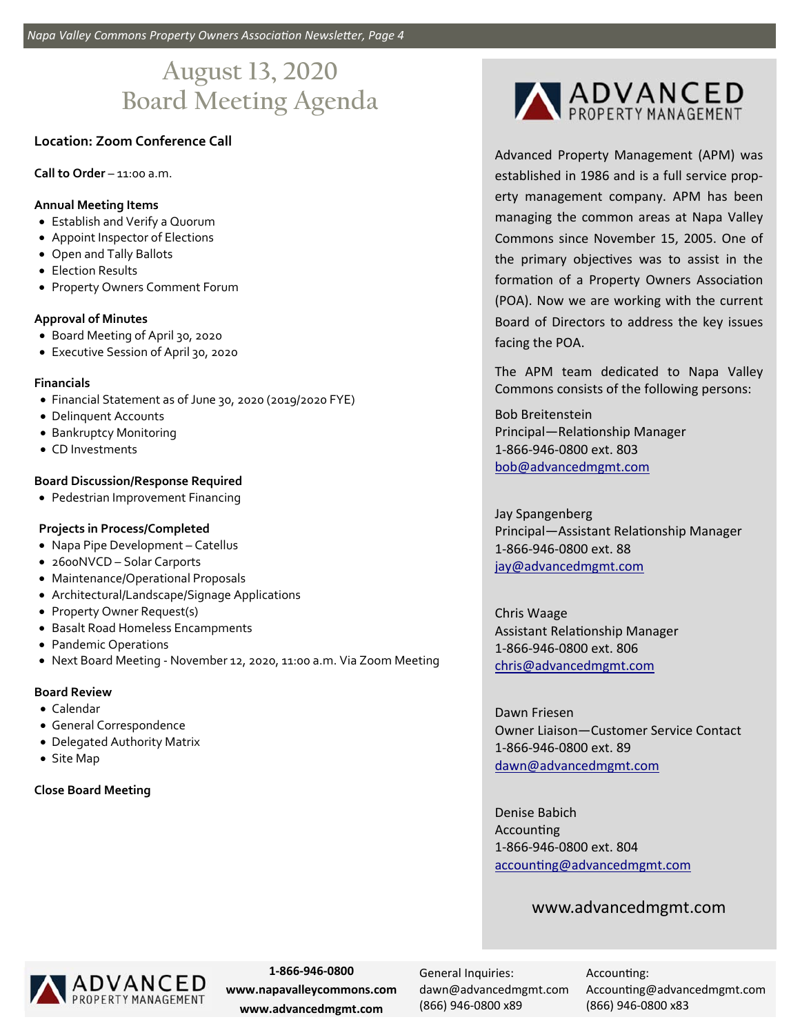# August 13, 2020 Board Meeting Agenda

**Location: Zoom Conference Call**

**Call to Order** – 11:00 a.m.

**Annual Meeting Items**
- Establish and Verify a Quorum
- Appoint Inspector of Elections
- Open and Tally Ballots
- Election Results
- Property Owners Comment Forum

**Approval of Minutes**
- Board Meeting of April 30, 2020
- Executive Session of April 30, 2020

**Financials**
- Financial Statement as of June 30, 2020 (2019/2020 FYE)
- Delinquent Accounts
- Bankruptcy Monitoring
- CD Investments

**Board Discussion/Response Required**
- Pedestrian Improvement Financing

**Projects in Process/Completed**
- Napa Pipe Development – Catellus
- 2600NVCD – Solar Carports
- Maintenance/Operational Proposals
- Architectural/Landscape/Signage Applications
- Property Owner Request(s)
- Basalt Road Homeless Encampments
- Pandemic Operations
- Next Board Meeting - November 12, 2020, 11:00 a.m. Via Zoom Meeting

**Board Review**
- Calendar
- General Correspondence
- Delegated Authority Matrix
- Site Map

**Close Board Meeting**

## ADVANCED PROPERTY MANAGEMENT

Advanced Property Management (APM) was established in 1986 and is a full service property management company. APM has been managing the common areas at Napa Valley Commons since November 15, 2005. One of the primary objectives was to assist in the formation of a Property Owners Association (POA). Now we are working with the current Board of Directors to address the key issues facing the POA.

The APM team dedicated to Napa Valley Commons consists of the following persons:

Bob Breitenstein
Principal—Relationship Manager
1-866-946-0800 ext. 803
bob@advancedmgmt.com

Jay Spangenberg
Principal—Assistant Relationship Manager
1-866-946-0800 ext. 88
jay@advancedmgmt.com

Chris Waage
Assistant Relationship Manager
1-866-946-0800 ext. 806
chris@advancedmgmt.com

Dawn Friesen
Owner Liaison—Customer Service Contact
1-866-946-0800 ext. 89
dawn@advancedmgmt.com

Denise Babich
Accounting
1-866-946-0800 ext. 804
accounting@advancedmgmt.com

www.advancedmgmt.com

ADVANCED PROPERTY MANAGEMENT

**1-866-946-0800**
**www.napavalleycommons.com**
**www.advancedmgmt.com**

General Inquiries:
dawn@advancedmgmt.com
(866) 946-0800 x89

Accounting:
Accounting@advancedmgmt.com
(866) 946-0800 x83